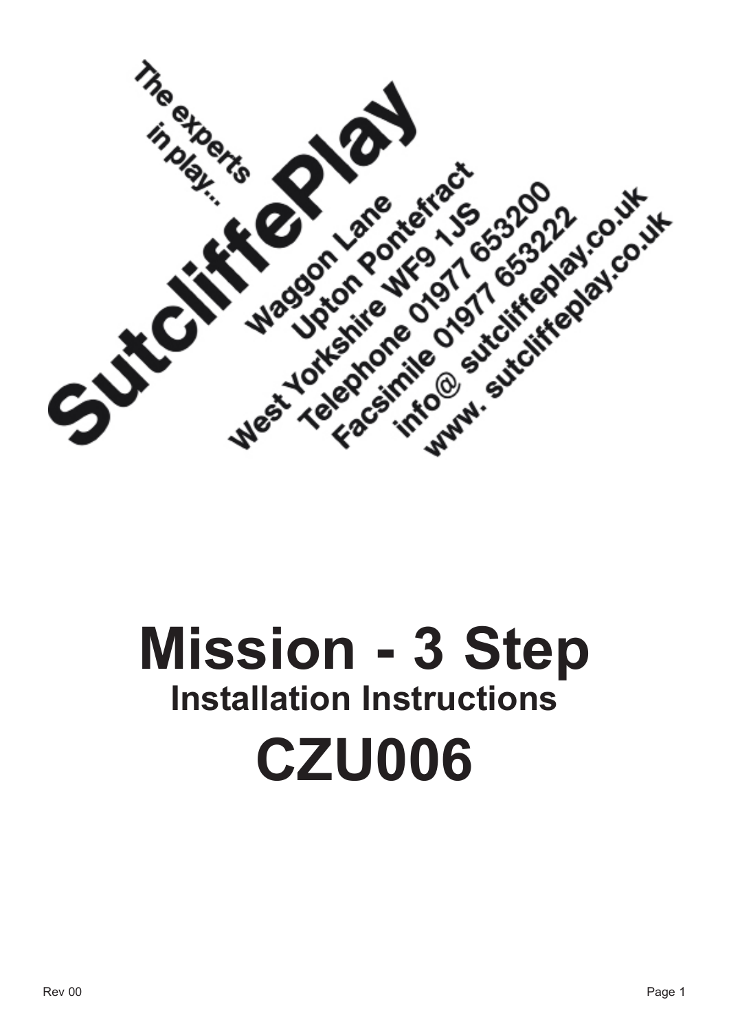The experts in play...

SutcliffePlay

Waggon Lane
Upton Pontefract
West Yorkshire WF9 1JS
Telephone 01977 653200
Facsimile 01977 653222
info@ sutcliffeplay.co.uk
www. sutcliffeplay.co.uk

# Mission - 3 Step

## Installation Instructions

# CZU006

Rev 00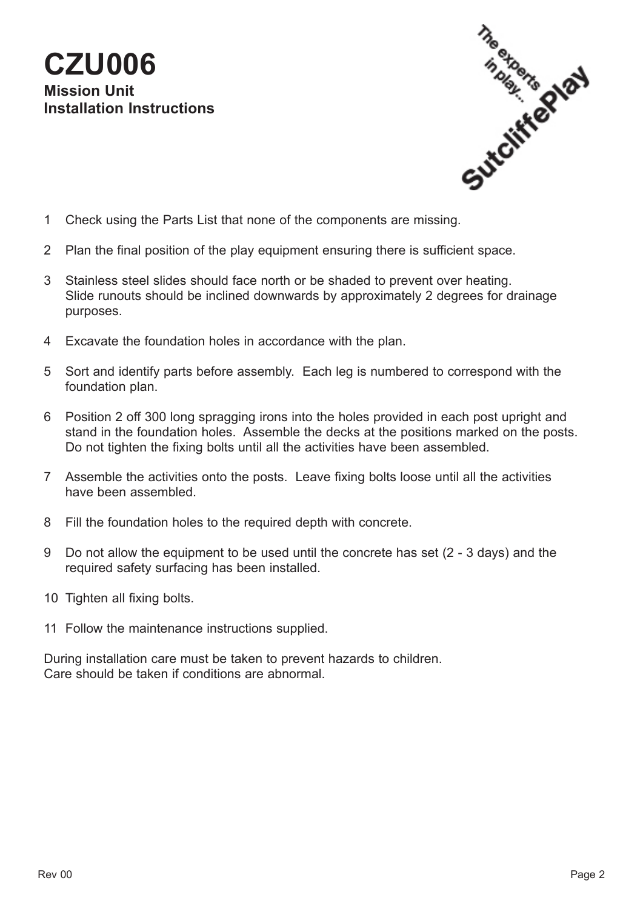# CZU006

**Mission Unit**
**Installation Instructions**

1. Check using the Parts List that none of the components are missing.

2. Plan the final position of the play equipment ensuring there is sufficient space.

3. Stainless steel slides should face north or be shaded to prevent over heating.
   Slide runouts should be inclined downwards by approximately 2 degrees for drainage purposes.

4. Excavate the foundation holes in accordance with the plan.

5. Sort and identify parts before assembly. Each leg is numbered to correspond with the foundation plan.

6. Position 2 off 300 long spragging irons into the holes provided in each post upright and stand in the foundation holes. Assemble the decks at the positions marked on the posts. Do not tighten the fixing bolts until all the activities have been assembled.

7. Assemble the activities onto the posts. Leave fixing bolts loose until all the activities have been assembled.

8. Fill the foundation holes to the required depth with concrete.

9. Do not allow the equipment to be used until the concrete has set (2 - 3 days) and the required safety surfacing has been installed.

10. Tighten all fixing bolts.

11. Follow the maintenance instructions supplied.

During installation care must be taken to prevent hazards to children.
Care should be taken if conditions are abnormal.

Rev 00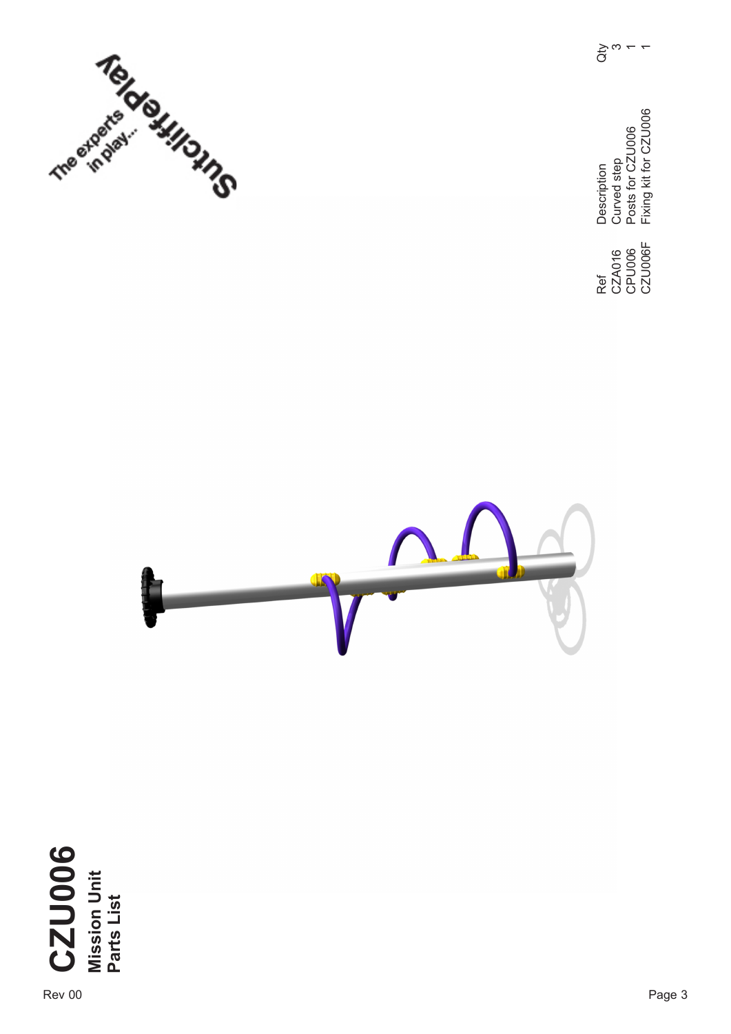# CZU006

## Mission Unit
## Parts List

| Ref | Description | Qty |
|---|---|---|
| CZA016 | Curved step | 3 |
| CPU006 | Posts for CZU006 | 1 |
| CZU006F | Fixing kit for CZU006 | 1 |

Rev 00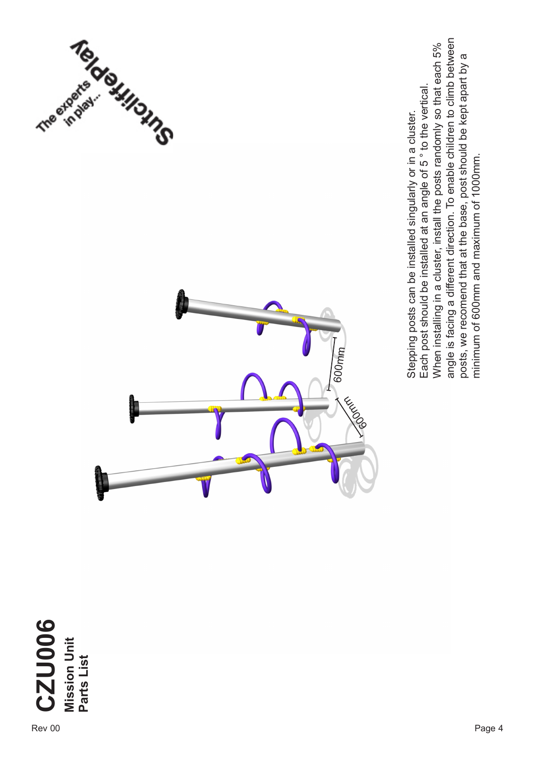# CZU006

**Mission Unit**
**Parts List**

Stepping posts can be installed singularly or in a cluster.
Each post should be installed at an angle of 5 ° to the vertical.
When installing in a cluster, install the posts randomly so that each 5% angle is facing a different direction. To enable children to climb between posts, we recomend that at the base, post should be kept apart by a minimum of 600mm and maximum of 1000mm.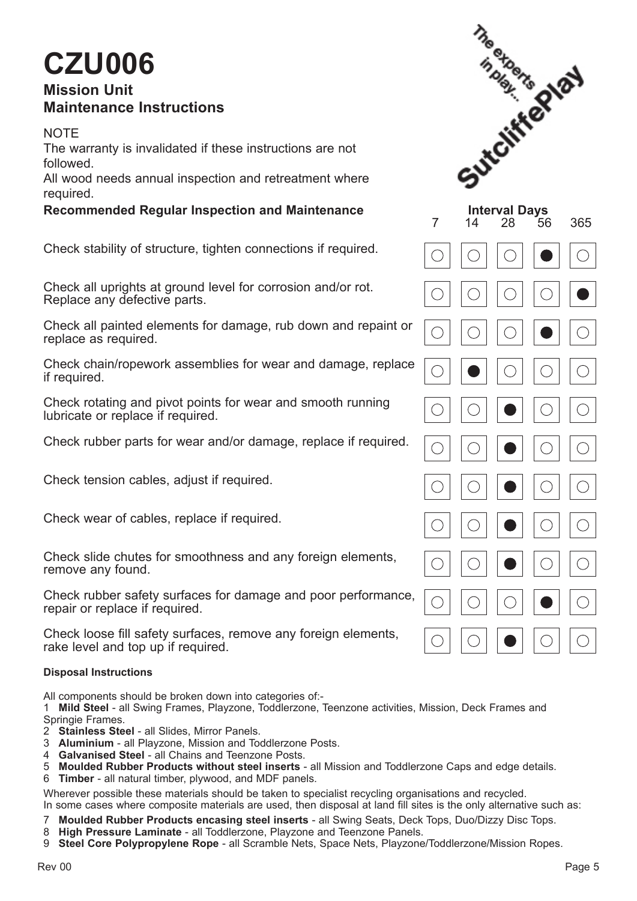# CZU006

## Mission Unit
## Maintenance Instructions

NOTE
The warranty is invalidated if these instructions are not followed.
All wood needs annual inspection and retreatment where required.

### Recommended Regular Inspection and Maintenance

| Recommended Regular Inspection and Maintenance | Interval Days | | | | |
|---|---|---|---|---|---|
| | 7 | 14 | 28 | 56 | 365 |
| Check stability of structure, tighten connections if required. | ○ | ○ | ○ | ● | ○ |
| Check all uprights at ground level for corrosion and/or rot. Replace any defective parts. | ○ | ○ | ○ | ○ | ● |
| Check all painted elements for damage, rub down and repaint or replace as required. | ○ | ○ | ○ | ● | ○ |
| Check chain/ropework assemblies for wear and damage, replace if required. | ○ | ● | ○ | ○ | ○ |
| Check rotating and pivot points for wear and smooth running lubricate or replace if required. | ○ | ○ | ● | ○ | ○ |
| Check rubber parts for wear and/or damage, replace if required. | ○ | ○ | ● | ○ | ○ |
| Check tension cables, adjust if required. | ○ | ○ | ● | ○ | ○ |
| Check wear of cables, replace if required. | ○ | ○ | ● | ○ | ○ |
| Check slide chutes for smoothness and any foreign elements, remove any found. | ○ | ○ | ● | ○ | ○ |
| Check rubber safety surfaces for damage and poor performance, repair or replace if required. | ○ | ○ | ○ | ● | ○ |
| Check loose fill safety surfaces, remove any foreign elements, rake level and top up if required. | ○ | ○ | ● | ○ | ○ |

#### Disposal Instructions

All components should be broken down into categories of:-

1. **Mild Steel** - all Swing Frames, Playzone, Toddlerzone, Teenzone activities, Mission, Deck Frames and Springie Frames.
2. **Stainless Steel** - all Slides, Mirror Panels.
3. **Aluminium** - all Playzone, Mission and Toddlerzone Posts.
4. **Galvanised Steel** - all Chains and Teenzone Posts.
5. **Moulded Rubber Products without steel inserts** - all Mission and Toddlerzone Caps and edge details.
6. **Timber** - all natural timber, plywood, and MDF panels.

Wherever possible these materials should be taken to specialist recycling organisations and recycled.
In some cases where composite materials are used, then disposal at land fill sites is the only alternative such as:

7. **Moulded Rubber Products encasing steel inserts** - all Swing Seats, Deck Tops, Duo/Dizzy Disc Tops.
8. **High Pressure Laminate** - all Toddlerzone, Playzone and Teenzone Panels.
9. **Steel Core Polypropylene Rope** - all Scramble Nets, Space Nets, Playzone/Toddlerzone/Mission Ropes.

Rev 00